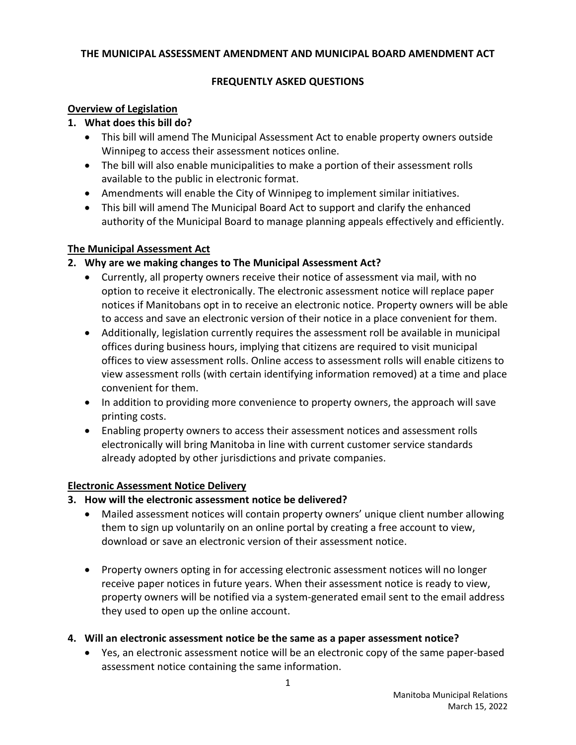# THE MUNICIPAL ASSESSMENT AMENDMENT AND MUNICIPAL BOARD AMENDMENT ACT

## FREQUENTLY ASKED QUESTIONS

### Overview of Legislation

**1. What does this bill do?**

- This bill will amend The Municipal Assessment Act to enable property owners outside Winnipeg to access their assessment notices online.
- The bill will also enable municipalities to make a portion of their assessment rolls available to the public in electronic format.
- Amendments will enable the City of Winnipeg to implement similar initiatives.
- This bill will amend The Municipal Board Act to support and clarify the enhanced authority of the Municipal Board to manage planning appeals effectively and efficiently.

### The Municipal Assessment Act

**2. Why are we making changes to The Municipal Assessment Act?**

- Currently, all property owners receive their notice of assessment via mail, with no option to receive it electronically. The electronic assessment notice will replace paper notices if Manitobans opt in to receive an electronic notice. Property owners will be able to access and save an electronic version of their notice in a place convenient for them.
- Additionally, legislation currently requires the assessment roll be available in municipal offices during business hours, implying that citizens are required to visit municipal offices to view assessment rolls. Online access to assessment rolls will enable citizens to view assessment rolls (with certain identifying information removed) at a time and place convenient for them.
- In addition to providing more convenience to property owners, the approach will save printing costs.
- Enabling property owners to access their assessment notices and assessment rolls electronically will bring Manitoba in line with current customer service standards already adopted by other jurisdictions and private companies.

### Electronic Assessment Notice Delivery

**3. How will the electronic assessment notice be delivered?**

- Mailed assessment notices will contain property owners' unique client number allowing them to sign up voluntarily on an online portal by creating a free account to view, download or save an electronic version of their assessment notice.
- Property owners opting in for accessing electronic assessment notices will no longer receive paper notices in future years. When their assessment notice is ready to view, property owners will be notified via a system-generated email sent to the email address they used to open up the online account.

**4. Will an electronic assessment notice be the same as a paper assessment notice?**

- Yes, an electronic assessment notice will be an electronic copy of the same paper-based assessment notice containing the same information.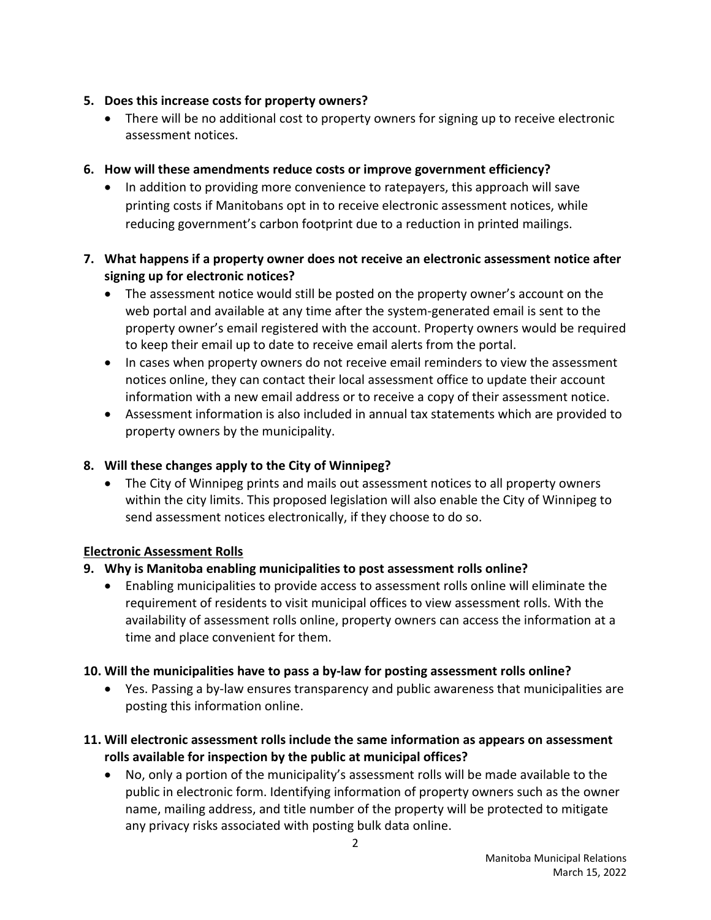**5. Does this increase costs for property owners?**

- There will be no additional cost to property owners for signing up to receive electronic assessment notices.

**6. How will these amendments reduce costs or improve government efficiency?**

- In addition to providing more convenience to ratepayers, this approach will save printing costs if Manitobans opt in to receive electronic assessment notices, while reducing government's carbon footprint due to a reduction in printed mailings.

**7. What happens if a property owner does not receive an electronic assessment notice after signing up for electronic notices?**

- The assessment notice would still be posted on the property owner's account on the web portal and available at any time after the system-generated email is sent to the property owner's email registered with the account. Property owners would be required to keep their email up to date to receive email alerts from the portal.
- In cases when property owners do not receive email reminders to view the assessment notices online, they can contact their local assessment office to update their account information with a new email address or to receive a copy of their assessment notice.
- Assessment information is also included in annual tax statements which are provided to property owners by the municipality.

**8. Will these changes apply to the City of Winnipeg?**

- The City of Winnipeg prints and mails out assessment notices to all property owners within the city limits. This proposed legislation will also enable the City of Winnipeg to send assessment notices electronically, if they choose to do so.

**Electronic Assessment Rolls**

**9. Why is Manitoba enabling municipalities to post assessment rolls online?**

- Enabling municipalities to provide access to assessment rolls online will eliminate the requirement of residents to visit municipal offices to view assessment rolls. With the availability of assessment rolls online, property owners can access the information at a time and place convenient for them.

**10. Will the municipalities have to pass a by-law for posting assessment rolls online?**

- Yes. Passing a by-law ensures transparency and public awareness that municipalities are posting this information online.

**11. Will electronic assessment rolls include the same information as appears on assessment rolls available for inspection by the public at municipal offices?**

- No, only a portion of the municipality's assessment rolls will be made available to the public in electronic form. Identifying information of property owners such as the owner name, mailing address, and title number of the property will be protected to mitigate any privacy risks associated with posting bulk data online.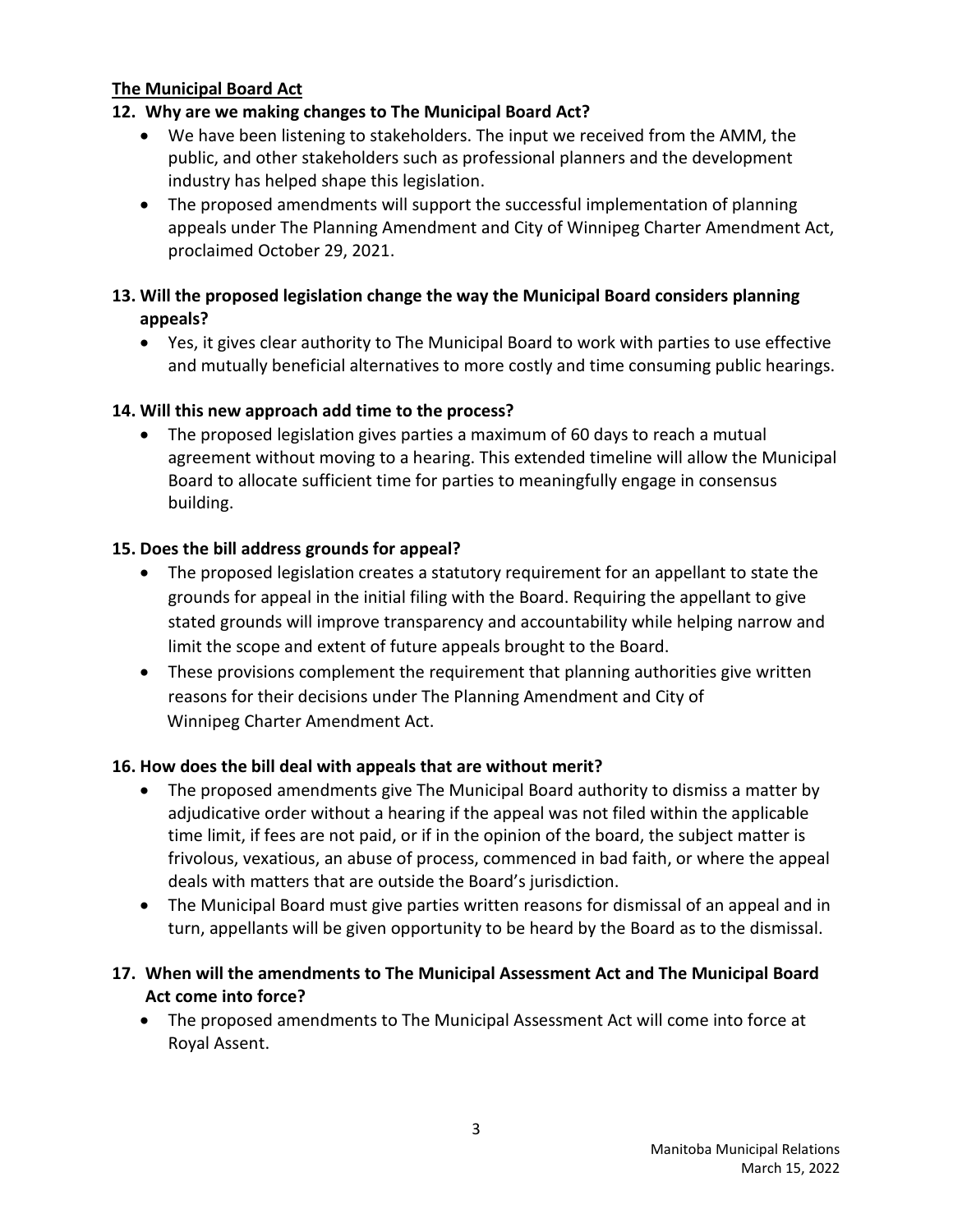## The Municipal Board Act

### 12. Why are we making changes to The Municipal Board Act?

- We have been listening to stakeholders. The input we received from the AMM, the public, and other stakeholders such as professional planners and the development industry has helped shape this legislation.
- The proposed amendments will support the successful implementation of planning appeals under The Planning Amendment and City of Winnipeg Charter Amendment Act, proclaimed October 29, 2021.

### 13. Will the proposed legislation change the way the Municipal Board considers planning appeals?

- Yes, it gives clear authority to The Municipal Board to work with parties to use effective and mutually beneficial alternatives to more costly and time consuming public hearings.

### 14. Will this new approach add time to the process?

- The proposed legislation gives parties a maximum of 60 days to reach a mutual agreement without moving to a hearing. This extended timeline will allow the Municipal Board to allocate sufficient time for parties to meaningfully engage in consensus building.

### 15. Does the bill address grounds for appeal?

- The proposed legislation creates a statutory requirement for an appellant to state the grounds for appeal in the initial filing with the Board. Requiring the appellant to give stated grounds will improve transparency and accountability while helping narrow and limit the scope and extent of future appeals brought to the Board.
- These provisions complement the requirement that planning authorities give written reasons for their decisions under The Planning Amendment and City of Winnipeg Charter Amendment Act.

### 16. How does the bill deal with appeals that are without merit?

- The proposed amendments give The Municipal Board authority to dismiss a matter by adjudicative order without a hearing if the appeal was not filed within the applicable time limit, if fees are not paid, or if in the opinion of the board, the subject matter is frivolous, vexatious, an abuse of process, commenced in bad faith, or where the appeal deals with matters that are outside the Board's jurisdiction.
- The Municipal Board must give parties written reasons for dismissal of an appeal and in turn, appellants will be given opportunity to be heard by the Board as to the dismissal.

### 17. When will the amendments to The Municipal Assessment Act and The Municipal Board Act come into force?

- The proposed amendments to The Municipal Assessment Act will come into force at Royal Assent.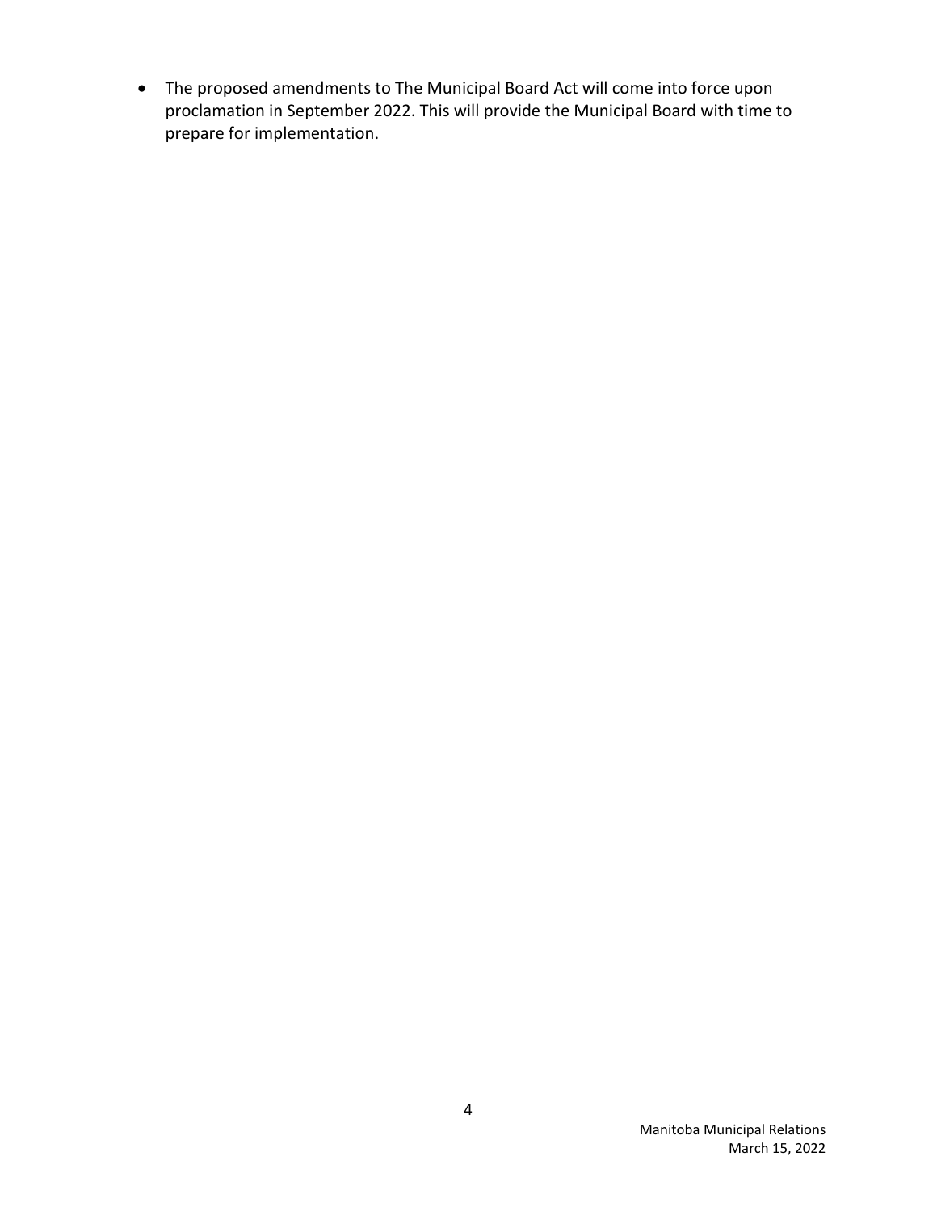- The proposed amendments to The Municipal Board Act will come into force upon proclamation in September 2022. This will provide the Municipal Board with time to prepare for implementation.